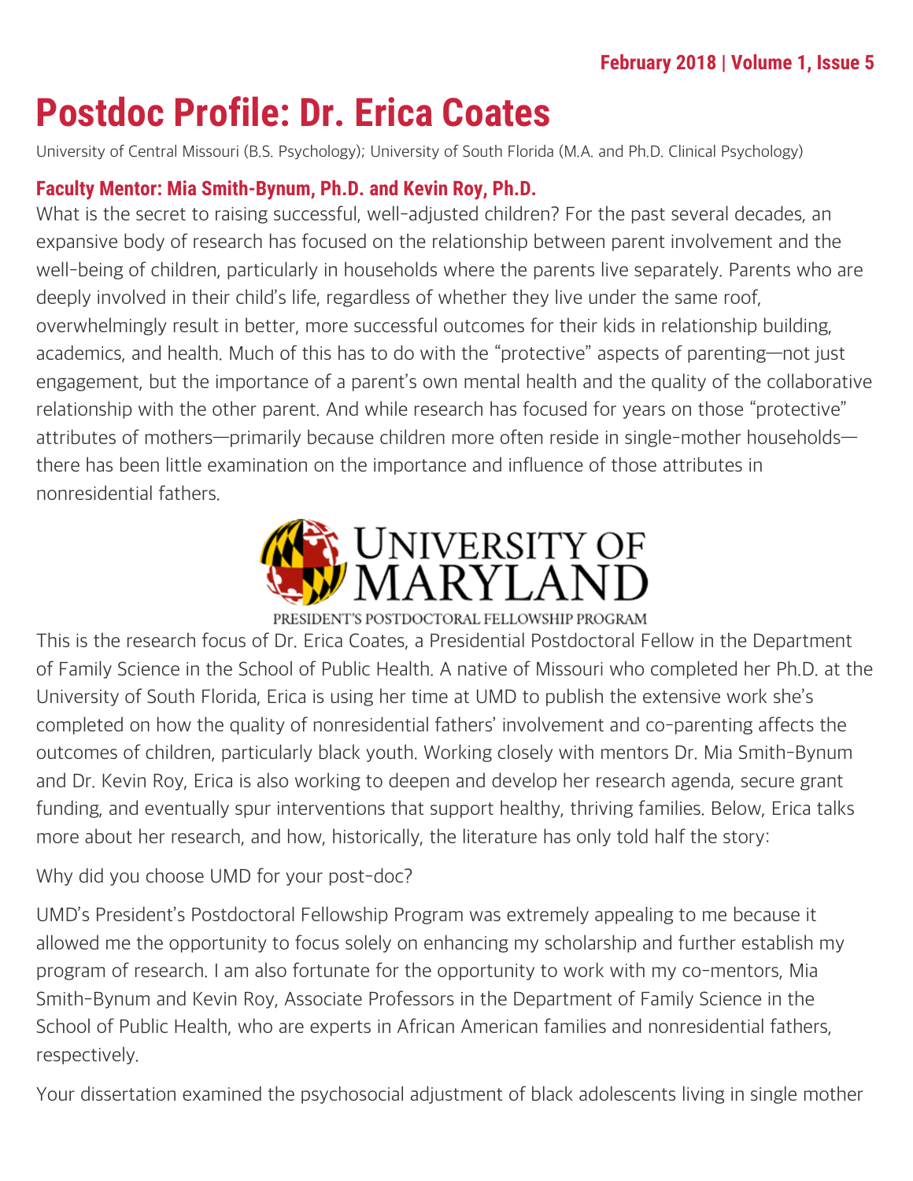# Postdoc Profile: Dr. Erica Coates

University of Central Missouri (B.S. Psychology); University of South Florida (M.A. and Ph.D. Clinical Psychology)

**Faculty Mentor: Mia Smith-Bynum, Ph.D. and Kevin Roy, Ph.D.**

What is the secret to raising successful, well-adjusted children? For the past several decades, an expansive body of research has focused on the relationship between parent involvement and the well-being of children, particularly in households where the parents live separately. Parents who are deeply involved in their child's life, regardless of whether they live under the same roof, overwhelmingly result in better, more successful outcomes for their kids in relationship building, academics, and health. Much of this has to do with the "protective" aspects of parenting—not just engagement, but the importance of a parent's own mental health and the quality of the collaborative relationship with the other parent. And while research has focused for years on those "protective" attributes of mothers—primarily because children more often reside in single-mother households—there has been little examination on the importance and influence of those attributes in nonresidential fathers.

UNIVERSITY OF MARYLAND

PRESIDENT'S POSTDOCTORAL FELLOWSHIP PROGRAM

This is the research focus of Dr. Erica Coates, a Presidential Postdoctoral Fellow in the Department of Family Science in the School of Public Health. A native of Missouri who completed her Ph.D. at the University of South Florida, Erica is using her time at UMD to publish the extensive work she's completed on how the quality of nonresidential fathers' involvement and co-parenting affects the outcomes of children, particularly black youth. Working closely with mentors Dr. Mia Smith-Bynum and Dr. Kevin Roy, Erica is also working to deepen and develop her research agenda, secure grant funding, and eventually spur interventions that support healthy, thriving families. Below, Erica talks more about her research, and how, historically, the literature has only told half the story:

Why did you choose UMD for your post-doc?

UMD's President's Postdoctoral Fellowship Program was extremely appealing to me because it allowed me the opportunity to focus solely on enhancing my scholarship and further establish my program of research. I am also fortunate for the opportunity to work with my co-mentors, Mia Smith-Bynum and Kevin Roy, Associate Professors in the Department of Family Science in the School of Public Health, who are experts in African American families and nonresidential fathers, respectively.

Your dissertation examined the psychosocial adjustment of black adolescents living in single mother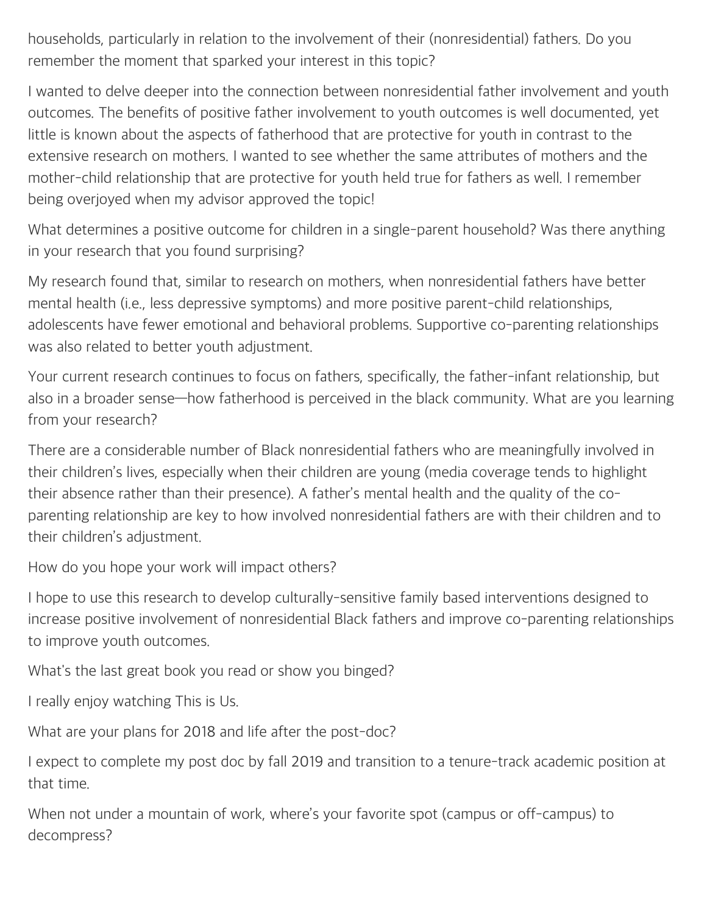households, particularly in relation to the involvement of their (nonresidential) fathers. Do you remember the moment that sparked your interest in this topic?

I wanted to delve deeper into the connection between nonresidential father involvement and youth outcomes. The benefits of positive father involvement to youth outcomes is well documented, yet little is known about the aspects of fatherhood that are protective for youth in contrast to the extensive research on mothers. I wanted to see whether the same attributes of mothers and the mother-child relationship that are protective for youth held true for fathers as well. I remember being overjoyed when my advisor approved the topic!

What determines a positive outcome for children in a single-parent household? Was there anything in your research that you found surprising?

My research found that, similar to research on mothers, when nonresidential fathers have better mental health (i.e., less depressive symptoms) and more positive parent-child relationships, adolescents have fewer emotional and behavioral problems. Supportive co-parenting relationships was also related to better youth adjustment.

Your current research continues to focus on fathers, specifically, the father-infant relationship, but also in a broader sense—how fatherhood is perceived in the black community. What are you learning from your research?

There are a considerable number of Black nonresidential fathers who are meaningfully involved in their children's lives, especially when their children are young (media coverage tends to highlight their absence rather than their presence). A father's mental health and the quality of the co-parenting relationship are key to how involved nonresidential fathers are with their children and to their children's adjustment.

How do you hope your work will impact others?

I hope to use this research to develop culturally-sensitive family based interventions designed to increase positive involvement of nonresidential Black fathers and improve co-parenting relationships to improve youth outcomes.

What's the last great book you read or show you binged?

I really enjoy watching This is Us.

What are your plans for 2018 and life after the post-doc?

I expect to complete my post doc by fall 2019 and transition to a tenure-track academic position at that time.

When not under a mountain of work, where's your favorite spot (campus or off-campus) to decompress?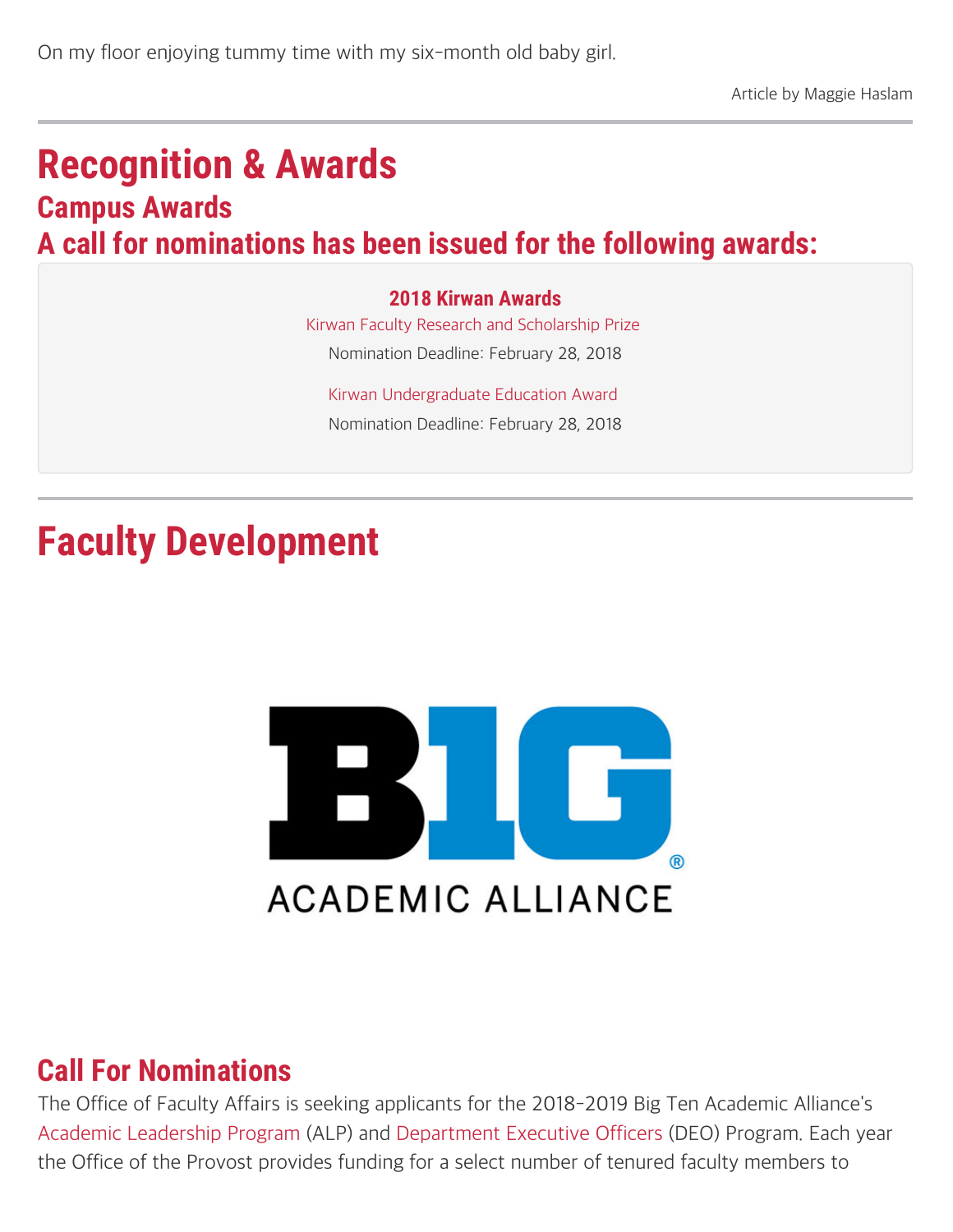On my floor enjoying tummy time with my six-month old baby girl.

Article by Maggie Haslam

# Recognition & Awards

## Campus Awards

## A call for nominations has been issued for the following awards:

**2018 Kirwan Awards**

Kirwan Faculty Research and Scholarship Prize

Nomination Deadline: February 28, 2018

Kirwan Undergraduate Education Award

Nomination Deadline: February 28, 2018

# Faculty Development

BIG ACADEMIC ALLIANCE

## Call For Nominations

The Office of Faculty Affairs is seeking applicants for the 2018-2019 Big Ten Academic Alliance's Academic Leadership Program (ALP) and Department Executive Officers (DEO) Program. Each year the Office of the Provost provides funding for a select number of tenured faculty members to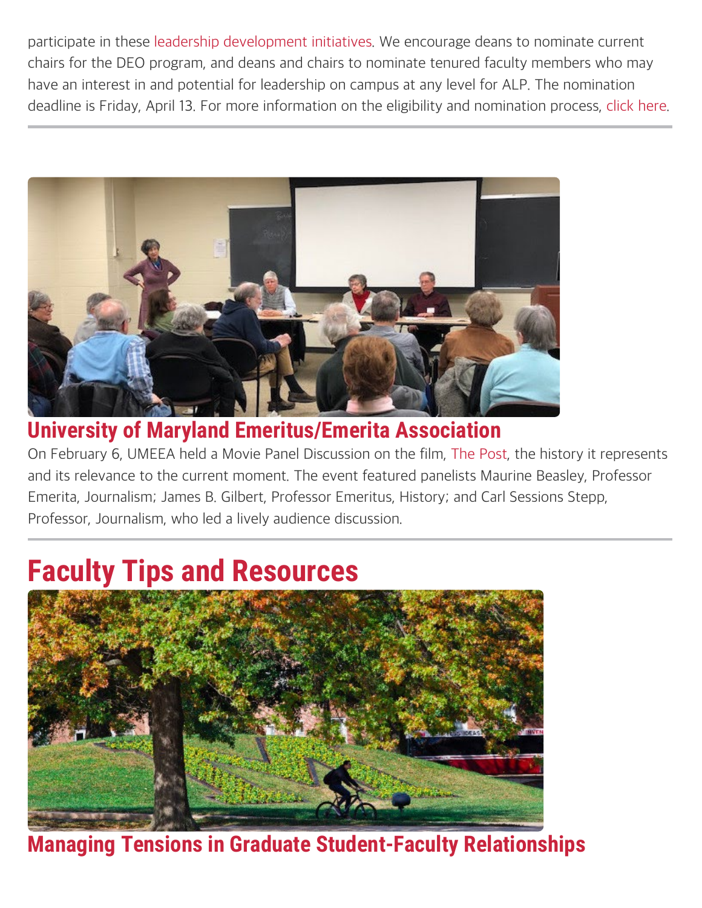participate in these leadership development initiatives. We encourage deans to nominate current chairs for the DEO program, and deans and chairs to nominate tenured faculty members who may have an interest in and potential for leadership on campus at any level for ALP. The nomination deadline is Friday, April 13. For more information on the eligibility and nomination process, click here.

---

### University of Maryland Emeritus/Emerita Association

On February 6, UMEEA held a Movie Panel Discussion on the film, The Post, the history it represents and its relevance to the current moment. The event featured panelists Maurine Beasley, Professor Emerita, Journalism; James B. Gilbert, Professor Emeritus, History; and Carl Sessions Stepp, Professor, Journalism, who led a lively audience discussion.

---

## Faculty Tips and Resources

### Managing Tensions in Graduate Student-Faculty Relationships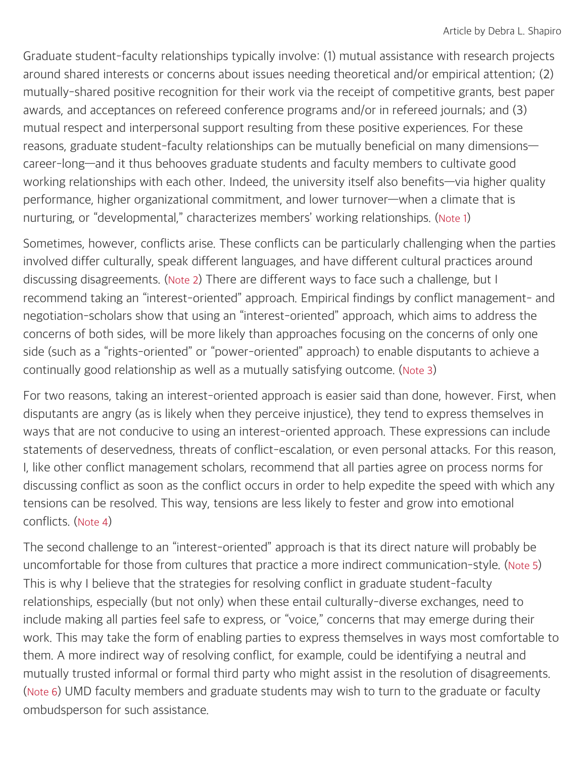Graduate student-faculty relationships typically involve: (1) mutual assistance with research projects around shared interests or concerns about issues needing theoretical and/or empirical attention; (2) mutually-shared positive recognition for their work via the receipt of competitive grants, best paper awards, and acceptances on refereed conference programs and/or in refereed journals; and (3) mutual respect and interpersonal support resulting from these positive experiences. For these reasons, graduate student-faculty relationships can be mutually beneficial on many dimensions—career-long—and it thus behooves graduate students and faculty members to cultivate good working relationships with each other. Indeed, the university itself also benefits—via higher quality performance, higher organizational commitment, and lower turnover—when a climate that is nurturing, or "developmental," characterizes members' working relationships. (Note 1)

Sometimes, however, conflicts arise. These conflicts can be particularly challenging when the parties involved differ culturally, speak different languages, and have different cultural practices around discussing disagreements. (Note 2) There are different ways to face such a challenge, but I recommend taking an "interest-oriented" approach. Empirical findings by conflict management- and negotiation-scholars show that using an "interest-oriented" approach, which aims to address the concerns of both sides, will be more likely than approaches focusing on the concerns of only one side (such as a "rights-oriented" or "power-oriented" approach) to enable disputants to achieve a continually good relationship as well as a mutually satisfying outcome. (Note 3)

For two reasons, taking an interest-oriented approach is easier said than done, however. First, when disputants are angry (as is likely when they perceive injustice), they tend to express themselves in ways that are not conducive to using an interest-oriented approach. These expressions can include statements of deservedness, threats of conflict-escalation, or even personal attacks. For this reason, I, like other conflict management scholars, recommend that all parties agree on process norms for discussing conflict as soon as the conflict occurs in order to help expedite the speed with which any tensions can be resolved. This way, tensions are less likely to fester and grow into emotional conflicts. (Note 4)

The second challenge to an "interest-oriented" approach is that its direct nature will probably be uncomfortable for those from cultures that practice a more indirect communication-style. (Note 5) This is why I believe that the strategies for resolving conflict in graduate student-faculty relationships, especially (but not only) when these entail culturally-diverse exchanges, need to include making all parties feel safe to express, or "voice," concerns that may emerge during their work. This may take the form of enabling parties to express themselves in ways most comfortable to them. A more indirect way of resolving conflict, for example, could be identifying a neutral and mutually trusted informal or formal third party who might assist in the resolution of disagreements. (Note 6) UMD faculty members and graduate students may wish to turn to the graduate or faculty ombudsperson for such assistance.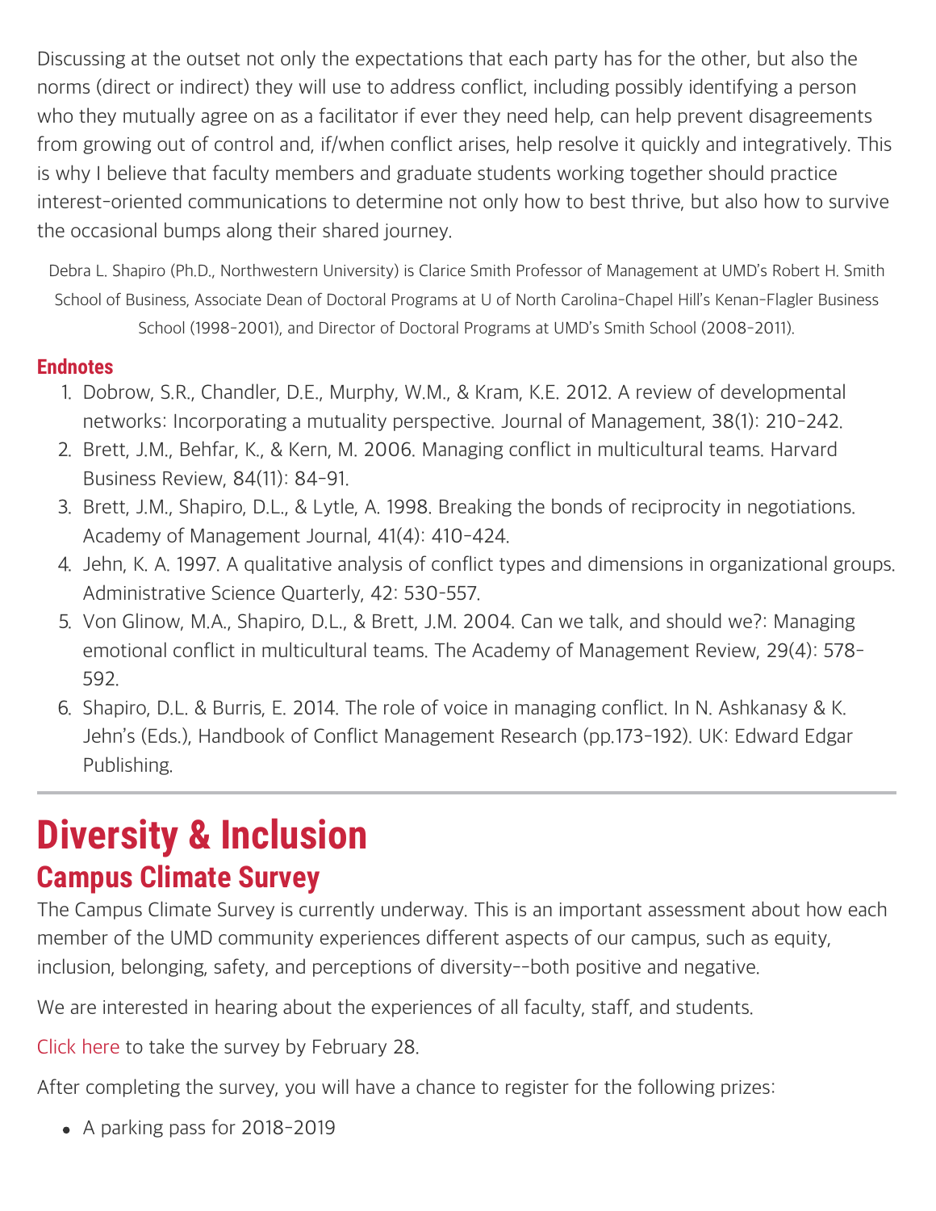Discussing at the outset not only the expectations that each party has for the other, but also the norms (direct or indirect) they will use to address conflict, including possibly identifying a person who they mutually agree on as a facilitator if ever they need help, can help prevent disagreements from growing out of control and, if/when conflict arises, help resolve it quickly and integratively. This is why I believe that faculty members and graduate students working together should practice interest-oriented communications to determine not only how to best thrive, but also how to survive the occasional bumps along their shared journey.

Debra L. Shapiro (Ph.D., Northwestern University) is Clarice Smith Professor of Management at UMD's Robert H. Smith School of Business, Associate Dean of Doctoral Programs at U of North Carolina-Chapel Hill's Kenan-Flagler Business School (1998-2001), and Director of Doctoral Programs at UMD's Smith School (2008-2011).

### Endnotes

1. Dobrow, S.R., Chandler, D.E., Murphy, W.M., & Kram, K.E. 2012. A review of developmental networks: Incorporating a mutuality perspective. Journal of Management, 38(1): 210-242.
2. Brett, J.M., Behfar, K., & Kern, M. 2006. Managing conflict in multicultural teams. Harvard Business Review, 84(11): 84-91.
3. Brett, J.M., Shapiro, D.L., & Lytle, A. 1998. Breaking the bonds of reciprocity in negotiations. Academy of Management Journal, 41(4): 410-424.
4. Jehn, K. A. 1997. A qualitative analysis of conflict types and dimensions in organizational groups. Administrative Science Quarterly, 42: 530-557.
5. Von Glinow, M.A., Shapiro, D.L., & Brett, J.M. 2004. Can we talk, and should we?: Managing emotional conflict in multicultural teams. The Academy of Management Review, 29(4): 578-592.
6. Shapiro, D.L. & Burris, E. 2014. The role of voice in managing conflict. In N. Ashkanasy & K. Jehn's (Eds.), Handbook of Conflict Management Research (pp.173-192). UK: Edward Edgar Publishing.

---

# Diversity & Inclusion

## Campus Climate Survey

The Campus Climate Survey is currently underway. This is an important assessment about how each member of the UMD community experiences different aspects of our campus, such as equity, inclusion, belonging, safety, and perceptions of diversity--both positive and negative.

We are interested in hearing about the experiences of all faculty, staff, and students.

Click here to take the survey by February 28.

After completing the survey, you will have a chance to register for the following prizes:

- A parking pass for 2018-2019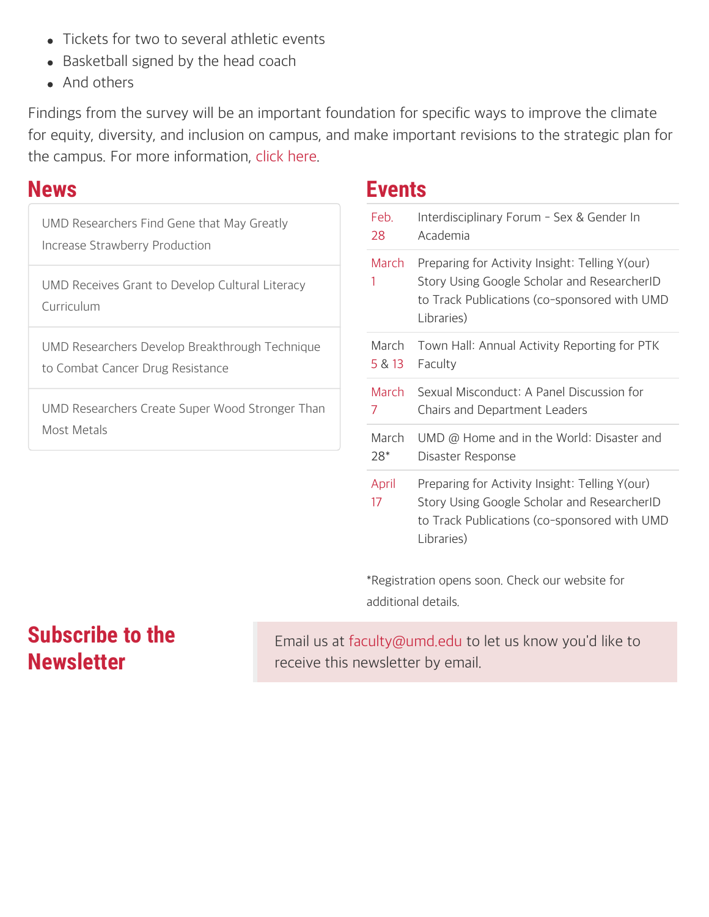- Tickets for two to several athletic events
- Basketball signed by the head coach
- And others

Findings from the survey will be an important foundation for specific ways to improve the climate for equity, diversity, and inclusion on campus, and make important revisions to the strategic plan for the campus. For more information, click here.

## News

- UMD Researchers Find Gene that May Greatly Increase Strawberry Production
- UMD Receives Grant to Develop Cultural Literacy Curriculum
- UMD Researchers Develop Breakthrough Technique to Combat Cancer Drug Resistance
- UMD Researchers Create Super Wood Stronger Than Most Metals

## Events

| | |
|---|---|
| Feb. 28 | Interdisciplinary Forum - Sex & Gender In Academia |
| March 1 | Preparing for Activity Insight: Telling Y(our) Story Using Google Scholar and ResearcherID to Track Publications (co-sponsored with UMD Libraries) |
| March 5 & 13 | Town Hall: Annual Activity Reporting for PTK Faculty |
| March 7 | Sexual Misconduct: A Panel Discussion for Chairs and Department Leaders |
| March 28* | UMD @ Home and in the World: Disaster and Disaster Response |
| April 17 | Preparing for Activity Insight: Telling Y(our) Story Using Google Scholar and ResearcherID to Track Publications (co-sponsored with UMD Libraries) |

*Registration opens soon. Check our website for additional details.

## Subscribe to the Newsletter

Email us at faculty@umd.edu to let us know you'd like to receive this newsletter by email.